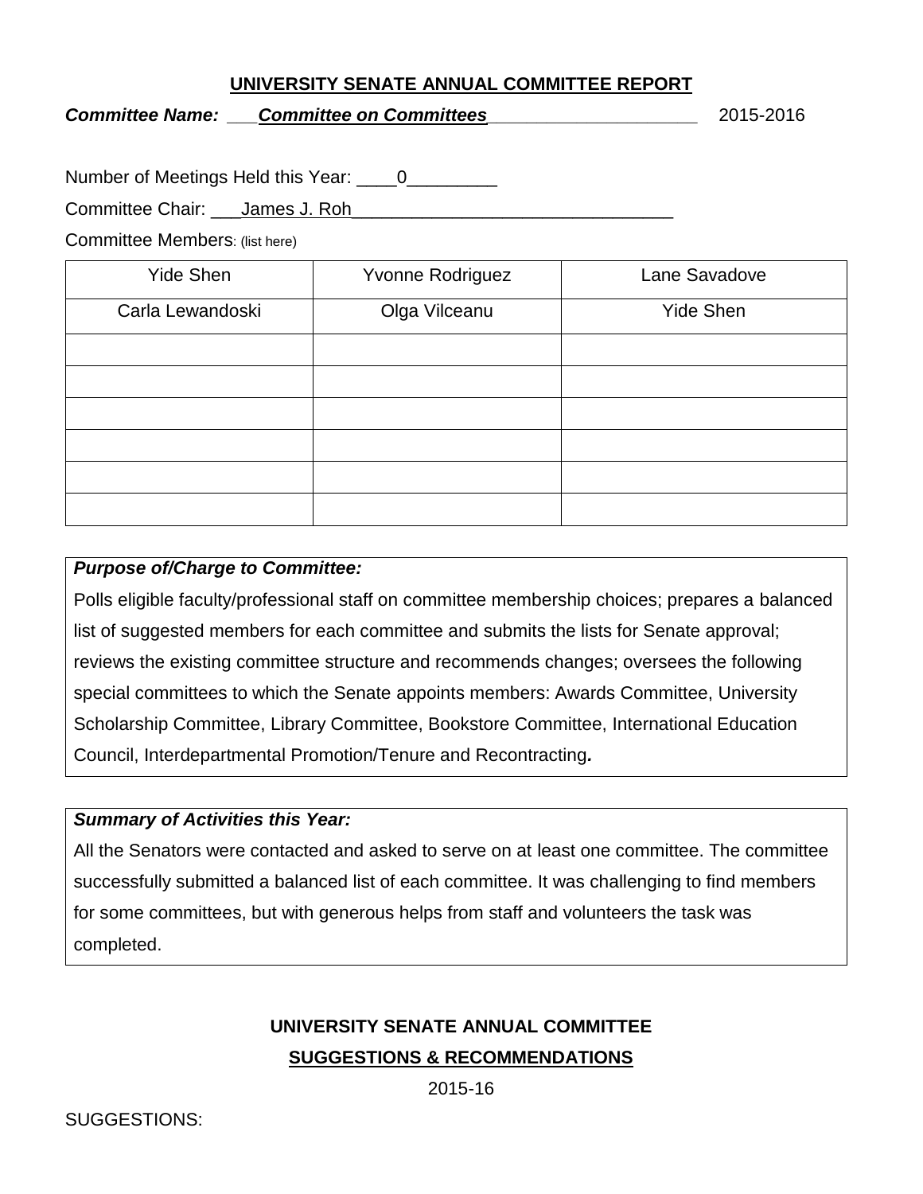# UNIVERSITY SENATE ANNUAL COMMITTEE REPORT

***Committee Name:*** ___***Committee on Committees***_____________________ 2015-2016

Number of Meetings Held this Year: ____0_________

Committee Chair: ___James J. Roh________________________________

Committee Members: (list here)

| | | |
|---|---|---|
| Yide Shen | Yvonne Rodriguez | Lane Savadove |
| Carla Lewandoski | Olga Vilceanu | Yide Shen |
| | | |
| | | |
| | | |
| | | |
| | | |
| | | |

***Purpose of/Charge to Committee:***

Polls eligible faculty/professional staff on committee membership choices; prepares a balanced list of suggested members for each committee and submits the lists for Senate approval; reviews the existing committee structure and recommends changes; oversees the following special committees to which the Senate appoints members: Awards Committee, University Scholarship Committee, Library Committee, Bookstore Committee, International Education Council, Interdepartmental Promotion/Tenure and Recontracting***.***

***Summary of Activities this Year:***

All the Senators were contacted and asked to serve on at least one committee. The committee successfully submitted a balanced list of each committee. It was challenging to find members for some committees, but with generous helps from staff and volunteers the task was completed.

## UNIVERSITY SENATE ANNUAL COMMITTEE

## SUGGESTIONS & RECOMMENDATIONS

2015-16

SUGGESTIONS: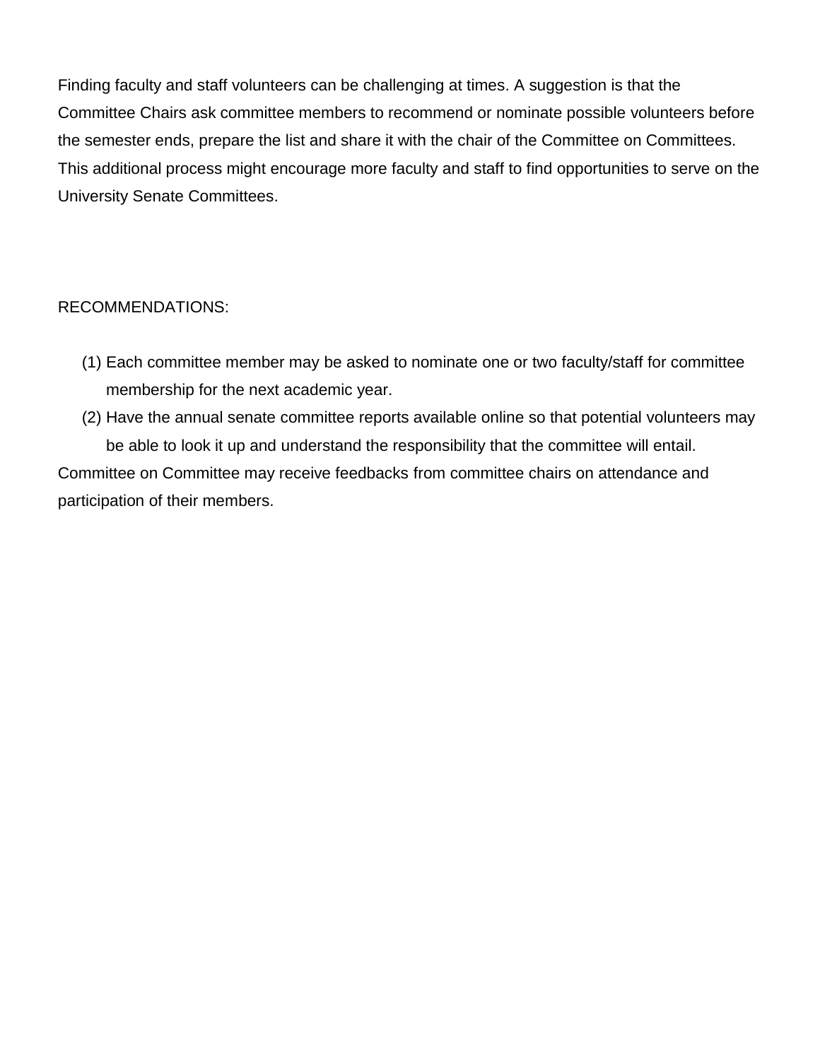Finding faculty and staff volunteers can be challenging at times. A suggestion is that the Committee Chairs ask committee members to recommend or nominate possible volunteers before the semester ends, prepare the list and share it with the chair of the Committee on Committees. This additional process might encourage more faculty and staff to find opportunities to serve on the University Senate Committees.

RECOMMENDATIONS:

(1) Each committee member may be asked to nominate one or two faculty/staff for committee membership for the next academic year.
(2) Have the annual senate committee reports available online so that potential volunteers may be able to look it up and understand the responsibility that the committee will entail.

Committee on Committee may receive feedbacks from committee chairs on attendance and participation of their members.